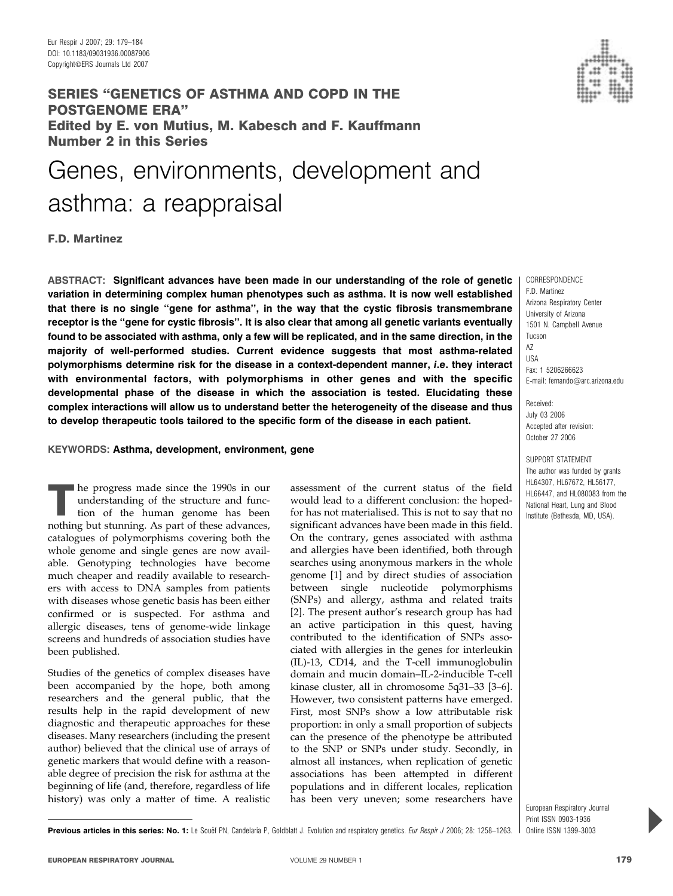**SERIES "GENETICS OF ASTHMA AND COPD IN THE POSTGENOME ERA"**
**Edited by E. von Mutius, M. Kabesch and F. Kauffmann**
**Number 2 in this Series**

# Genes, environments, development and asthma: a reappraisal

**F.D. Martinez**

**ABSTRACT: Significant advances have been made in our understanding of the role of genetic variation in determining complex human phenotypes such as asthma. It is now well established that there is no single "gene for asthma", in the way that the cystic fibrosis transmembrane receptor is the "gene for cystic fibrosis". It is also clear that among all genetic variants eventually found to be associated with asthma, only a few will be replicated, and in the same direction, in the majority of well-performed studies. Current evidence suggests that most asthma-related polymorphisms determine risk for the disease in a context-dependent manner, *i.e.* they interact with environmental factors, with polymorphisms in other genes and with the specific developmental phase of the disease in which the association is tested. Elucidating these complex interactions will allow us to understand better the heterogeneity of the disease and thus to develop therapeutic tools tailored to the specific form of the disease in each patient.**

**KEYWORDS: Asthma, development, environment, gene**

CORRESPONDENCE
F.D. Martinez
Arizona Respiratory Center
University of Arizona
1501 N. Campbell Avenue
Tucson
AZ
USA
Fax: 1 5206266623
E-mail: fernando@arc.arizona.edu

Received:
July 03 2006
Accepted after revision:
October 27 2006

SUPPORT STATEMENT
The author was funded by grants HL64307, HL67672, HL56177, HL66447, and HL080083 from the National Heart, Lung and Blood Institute (Bethesda, MD, USA).

The progress made since the 1990s in our understanding of the structure and function of the human genome has been nothing but stunning. As part of these advances, catalogues of polymorphisms covering both the whole genome and single genes are now available. Genotyping technologies have become much cheaper and readily available to researchers with access to DNA samples from patients with diseases whose genetic basis has been either confirmed or is suspected. For asthma and allergic diseases, tens of genome-wide linkage screens and hundreds of association studies have been published.

Studies of the genetics of complex diseases have been accompanied by the hope, both among researchers and the general public, that the results help in the rapid development of new diagnostic and therapeutic approaches for these diseases. Many researchers (including the present author) believed that the clinical use of arrays of genetic markers that would define with a reasonable degree of precision the risk for asthma at the beginning of life (and, therefore, regardless of life history) was only a matter of time. A realistic assessment of the current status of the field would lead to a different conclusion: the hoped-for has not materialised. This is not to say that no significant advances have been made in this field. On the contrary, genes associated with asthma and allergies have been identified, both through searches using anonymous markers in the whole genome [1] and by direct studies of association between single nucleotide polymorphisms (SNPs) and allergy, asthma and related traits [2]. The present author's research group has had an active participation in this quest, having contributed to the identification of SNPs associated with allergies in the genes for interleukin (IL)-13, CD14, and the T-cell immunoglobulin domain and mucin domain–IL-2-inducible T-cell kinase cluster, all in chromosome 5q31–33 [3–6]. However, two consistent patterns have emerged. First, most SNPs show a low attributable risk proportion: in only a small proportion of subjects can the presence of the phenotype be attributed to the SNP or SNPs under study. Secondly, in almost all instances, when replication of genetic associations has been attempted in different populations and in different locales, replication has been very uneven; some researchers have

**Previous articles in this series: No. 1:** Le Souëf PN, Candelaria P, Goldblatt J. Evolution and respiratory genetics. *Eur Respir J* 2006; 28: 1258–1263.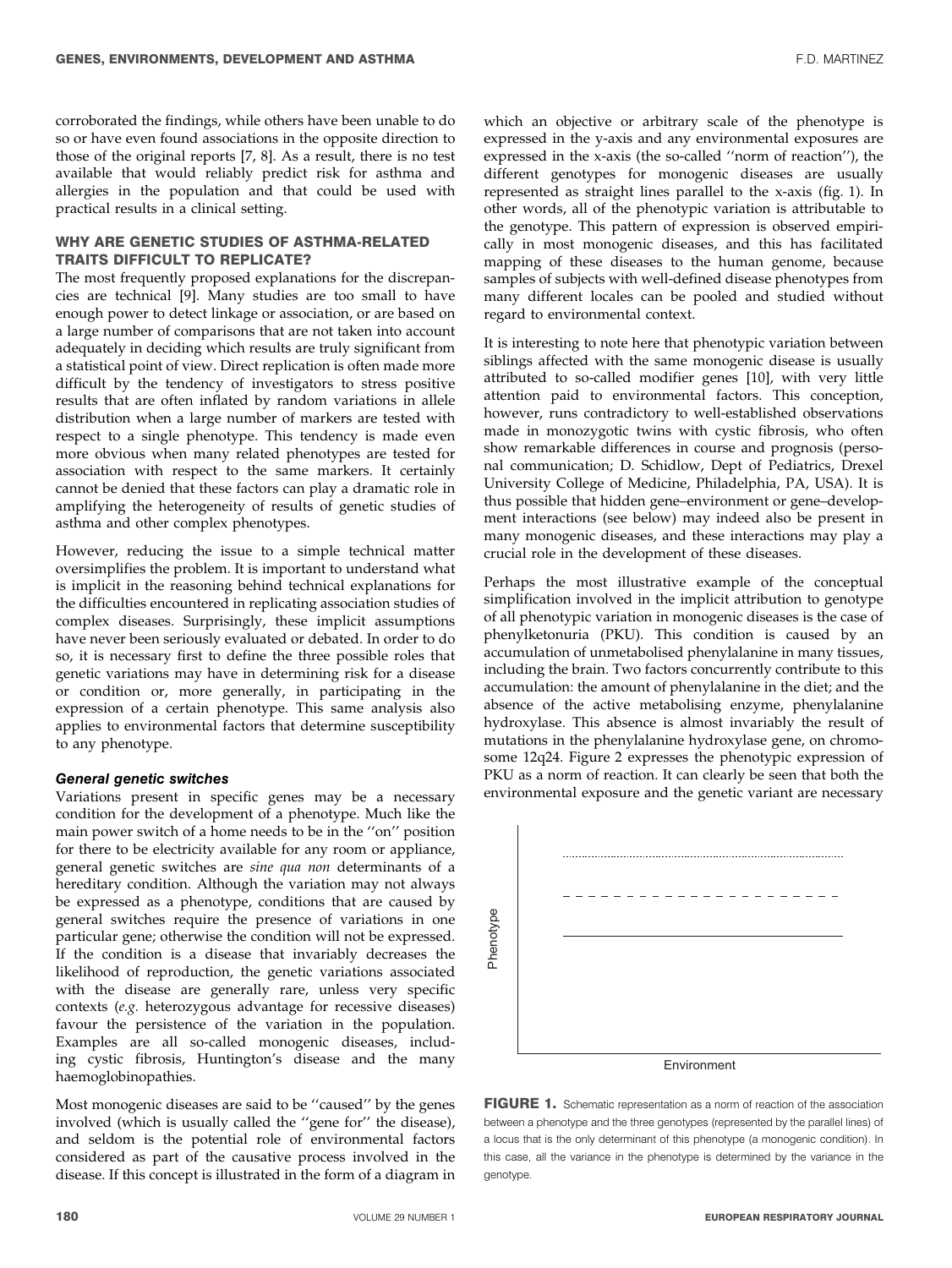corroborated the findings, while others have been unable to do so or have even found associations in the opposite direction to those of the original reports [7, 8]. As a result, there is no test available that would reliably predict risk for asthma and allergies in the population and that could be used with practical results in a clinical setting.

## WHY ARE GENETIC STUDIES OF ASTHMA-RELATED TRAITS DIFFICULT TO REPLICATE?

The most frequently proposed explanations for the discrepancies are technical [9]. Many studies are too small to have enough power to detect linkage or association, or are based on a large number of comparisons that are not taken into account adequately in deciding which results are truly significant from a statistical point of view. Direct replication is often made more difficult by the tendency of investigators to stress positive results that are often inflated by random variations in allele distribution when a large number of markers are tested with respect to a single phenotype. This tendency is made even more obvious when many related phenotypes are tested for association with respect to the same markers. It certainly cannot be denied that these factors can play a dramatic role in amplifying the heterogeneity of results of genetic studies of asthma and other complex phenotypes.

However, reducing the issue to a simple technical matter oversimplifies the problem. It is important to understand what is implicit in the reasoning behind technical explanations for the difficulties encountered in replicating association studies of complex diseases. Surprisingly, these implicit assumptions have never been seriously evaluated or debated. In order to do so, it is necessary first to define the three possible roles that genetic variations may have in determining risk for a disease or condition or, more generally, in participating in the expression of a certain phenotype. This same analysis also applies to environmental factors that determine susceptibility to any phenotype.

### *General genetic switches*

Variations present in specific genes may be a necessary condition for the development of a phenotype. Much like the main power switch of a home needs to be in the ''on'' position for there to be electricity available for any room or appliance, general genetic switches are *sine qua non* determinants of a hereditary condition. Although the variation may not always be expressed as a phenotype, conditions that are caused by general switches require the presence of variations in one particular gene; otherwise the condition will not be expressed. If the condition is a disease that invariably decreases the likelihood of reproduction, the genetic variations associated with the disease are generally rare, unless very specific contexts (*e.g.* heterozygous advantage for recessive diseases) favour the persistence of the variation in the population. Examples are all so-called monogenic diseases, including cystic fibrosis, Huntington's disease and the many haemoglobinopathies.

Most monogenic diseases are said to be ''caused'' by the genes involved (which is usually called the ''gene for'' the disease), and seldom is the potential role of environmental factors considered as part of the causative process involved in the disease. If this concept is illustrated in the form of a diagram in which an objective or arbitrary scale of the phenotype is expressed in the y-axis and any environmental exposures are expressed in the x-axis (the so-called ''norm of reaction''), the different genotypes for monogenic diseases are usually represented as straight lines parallel to the x-axis (fig. 1). In other words, all of the phenotypic variation is attributable to the genotype. This pattern of expression is observed empirically in most monogenic diseases, and this has facilitated mapping of these diseases to the human genome, because samples of subjects with well-defined disease phenotypes from many different locales can be pooled and studied without regard to environmental context.

It is interesting to note here that phenotypic variation between siblings affected with the same monogenic disease is usually attributed to so-called modifier genes [10], with very little attention paid to environmental factors. This conception, however, runs contradictory to well-established observations made in monozygotic twins with cystic fibrosis, who often show remarkable differences in course and prognosis (personal communication; D. Schidlow, Dept of Pediatrics, Drexel University College of Medicine, Philadelphia, PA, USA). It is thus possible that hidden gene–environment or gene–development interactions (see below) may indeed also be present in many monogenic diseases, and these interactions may play a crucial role in the development of these diseases.

Perhaps the most illustrative example of the conceptual simplification involved in the implicit attribution to genotype of all phenotypic variation in monogenic diseases is the case of phenylketonuria (PKU). This condition is caused by an accumulation of unmetabolised phenylalanine in many tissues, including the brain. Two factors concurrently contribute to this accumulation: the amount of phenylalanine in the diet; and the absence of the active metabolising enzyme, phenylalanine hydroxylase. This absence is almost invariably the result of mutations in the phenylalanine hydroxylase gene, on chromosome 12q24. Figure 2 expresses the phenotypic expression of PKU as a norm of reaction. It can clearly be seen that both the environmental exposure and the genetic variant are necessary

Phenotype

Environment

**FIGURE 1.** Schematic representation as a norm of reaction of the association between a phenotype and the three genotypes (represented by the parallel lines) of a locus that is the only determinant of this phenotype (a monogenic condition). In this case, all the variance in the phenotype is determined by the variance in the genotype.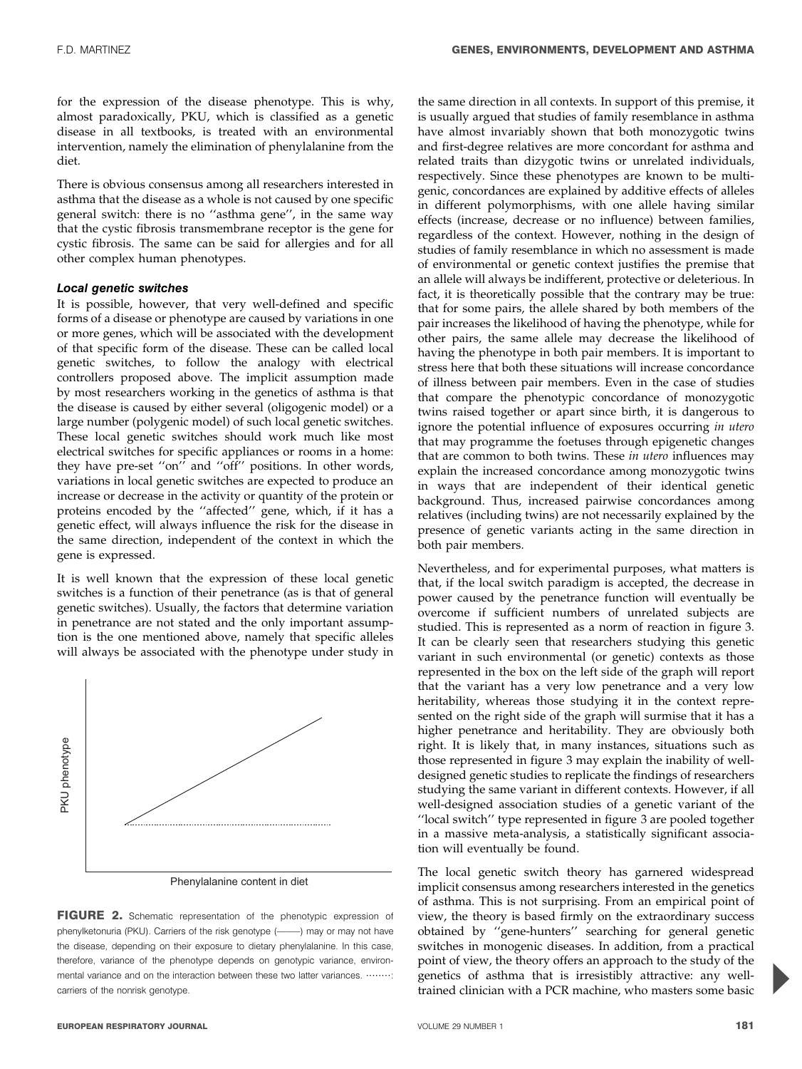for the expression of the disease phenotype. This is why, almost paradoxically, PKU, which is classified as a genetic disease in all textbooks, is treated with an environmental intervention, namely the elimination of phenylalanine from the diet.

There is obvious consensus among all researchers interested in asthma that the disease as a whole is not caused by one specific general switch: there is no ''asthma gene'', in the same way that the cystic fibrosis transmembrane receptor is the gene for cystic fibrosis. The same can be said for allergies and for all other complex human phenotypes.

### Local genetic switches

It is possible, however, that very well-defined and specific forms of a disease or phenotype are caused by variations in one or more genes, which will be associated with the development of that specific form of the disease. These can be called local genetic switches, to follow the analogy with electrical controllers proposed above. The implicit assumption made by most researchers working in the genetics of asthma is that the disease is caused by either several (oligogenic model) or a large number (polygenic model) of such local genetic switches. These local genetic switches should work much like most electrical switches for specific appliances or rooms in a home: they have pre-set ''on'' and ''off'' positions. In other words, variations in local genetic switches are expected to produce an increase or decrease in the activity or quantity of the protein or proteins encoded by the ''affected'' gene, which, if it has a genetic effect, will always influence the risk for the disease in the same direction, independent of the context in which the gene is expressed.

It is well known that the expression of these local genetic switches is a function of their penetrance (as is that of general genetic switches). Usually, the factors that determine variation in penetrance are not stated and the only important assumption is the one mentioned above, namely that specific alleles will always be associated with the phenotype under study in the same direction in all contexts. In support of this premise, it is usually argued that studies of family resemblance in asthma have almost invariably shown that both monozygotic twins and first-degree relatives are more concordant for asthma and related traits than dizygotic twins or unrelated individuals, respectively. Since these phenotypes are known to be multigenic, concordances are explained by additive effects of alleles in different polymorphisms, with one allele having similar effects (increase, decrease or no influence) between families, regardless of the context. However, nothing in the design of studies of family resemblance in which no assessment is made of environmental or genetic context justifies the premise that an allele will always be indifferent, protective or deleterious. In fact, it is theoretically possible that the contrary may be true: that for some pairs, the allele shared by both members of the pair increases the likelihood of having the phenotype, while for other pairs, the same allele may decrease the likelihood of having the phenotype in both pair members. It is important to stress here that both these situations will increase concordance of illness between pair members. Even in the case of studies that compare the phenotypic concordance of monozygotic twins raised together or apart since birth, it is dangerous to ignore the potential influence of exposures occurring *in utero* that may programme the foetuses through epigenetic changes that are common to both twins. These *in utero* influences may explain the increased concordance among monozygotic twins in ways that are independent of their identical genetic background. Thus, increased pairwise concordances among relatives (including twins) are not necessarily explained by the presence of genetic variants acting in the same direction in both pair members.

Nevertheless, and for experimental purposes, what matters is that, if the local switch paradigm is accepted, the decrease in power caused by the penetrance function will eventually be overcome if sufficient numbers of unrelated subjects are studied. This is represented as a norm of reaction in figure 3. It can be clearly seen that researchers studying this genetic variant in such environmental (or genetic) contexts as those represented in the box on the left side of the graph will report that the variant has a very low penetrance and a very low heritability, whereas those studying it in the context represented on the right side of the graph will surmise that it has a higher penetrance and heritability. They are obviously both right. It is likely that, in many instances, situations such as those represented in figure 3 may explain the inability of well-designed genetic studies to replicate the findings of researchers studying the same variant in different contexts. However, if all well-designed association studies of a genetic variant of the ''local switch'' type represented in figure 3 are pooled together in a massive meta-analysis, a statistically significant association will eventually be found.

The local genetic switch theory has garnered widespread implicit consensus among researchers interested in the genetics of asthma. This is not surprising. From an empirical point of view, the theory is based firmly on the extraordinary success obtained by ''gene-hunters'' searching for general genetic switches in monogenic diseases. In addition, from a practical point of view, the theory offers an approach to the study of the genetics of asthma that is irresistibly attractive: any well-trained clinician with a PCR machine, who masters some basic

PKU phenotype

Phenylalanine content in diet

**FIGURE 2.** Schematic representation of the phenotypic expression of phenylketonuria (PKU). Carriers of the risk genotype (——) may or may not have the disease, depending on their exposure to dietary phenylalanine. In this case, therefore, variance of the phenotype depends on genotypic variance, environmental variance and on the interaction between these two latter variances. ········: carriers of the nonrisk genotype.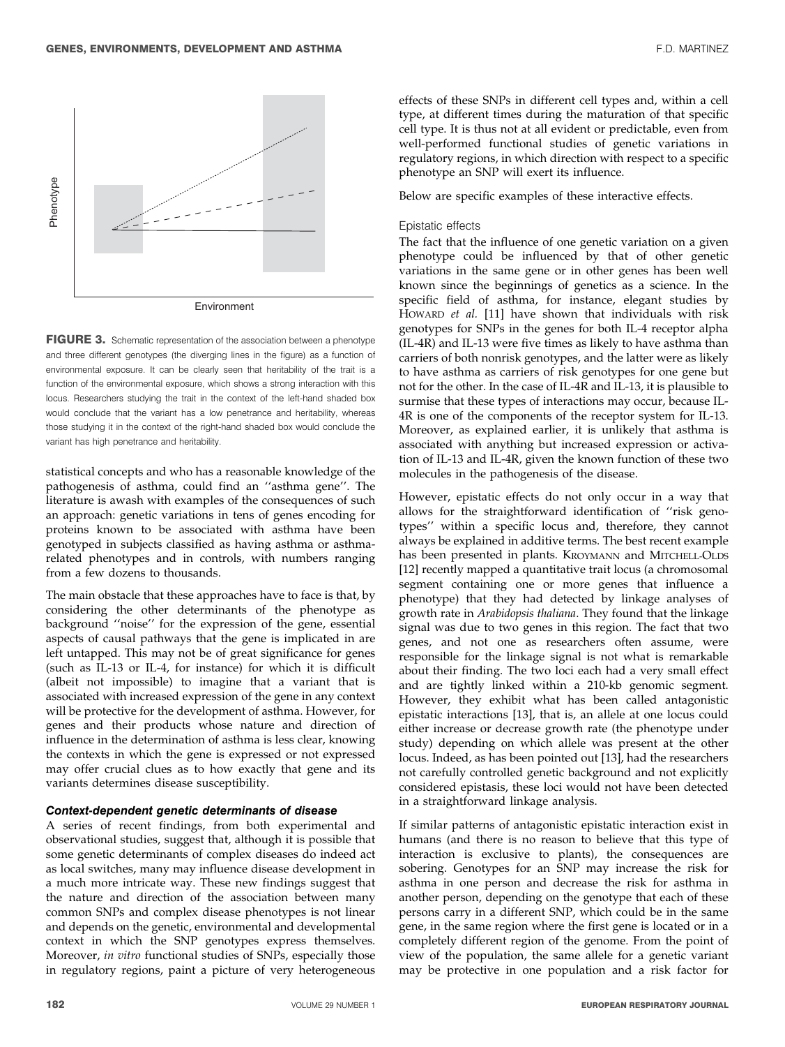Phenotype

Environment

**FIGURE 3.** Schematic representation of the association between a phenotype and three different genotypes (the diverging lines in the figure) as a function of environmental exposure. It can be clearly seen that heritability of the trait is a function of the environmental exposure, which shows a strong interaction with this locus. Researchers studying the trait in the context of the left-hand shaded box would conclude that the variant has a low penetrance and heritability, whereas those studying it in the context of the right-hand shaded box would conclude the variant has high penetrance and heritability.

statistical concepts and who has a reasonable knowledge of the pathogenesis of asthma, could find an ''asthma gene''. The literature is awash with examples of the consequences of such an approach: genetic variations in tens of genes encoding for proteins known to be associated with asthma have been genotyped in subjects classified as having asthma or asthma-related phenotypes and in controls, with numbers ranging from a few dozens to thousands.

The main obstacle that these approaches have to face is that, by considering the other determinants of the phenotype as background ''noise'' for the expression of the gene, essential aspects of causal pathways that the gene is implicated in are left untapped. This may not be of great significance for genes (such as IL-13 or IL-4, for instance) for which it is difficult (albeit not impossible) to imagine that a variant that is associated with increased expression of the gene in any context will be protective for the development of asthma. However, for genes and their products whose nature and direction of influence in the determination of asthma is less clear, knowing the contexts in which the gene is expressed or not expressed may offer crucial clues as to how exactly that gene and its variants determines disease susceptibility.

### *Context-dependent genetic determinants of disease*

A series of recent findings, from both experimental and observational studies, suggest that, although it is possible that some genetic determinants of complex diseases do indeed act as local switches, many may influence disease development in a much more intricate way. These new findings suggest that the nature and direction of the association between many common SNPs and complex disease phenotypes is not linear and depends on the genetic, environmental and developmental context in which the SNP genotypes express themselves. Moreover, *in vitro* functional studies of SNPs, especially those in regulatory regions, paint a picture of very heterogeneous effects of these SNPs in different cell types and, within a cell type, at different times during the maturation of that specific cell type. It is thus not at all evident or predictable, even from well-performed functional studies of genetic variations in regulatory regions, in which direction with respect to a specific phenotype an SNP will exert its influence.

Below are specific examples of these interactive effects.

#### Epistatic effects

The fact that the influence of one genetic variation on a given phenotype could be influenced by that of other genetic variations in the same gene or in other genes has been well known since the beginnings of genetics as a science. In the specific field of asthma, for instance, elegant studies by HOWARD *et al.* [11] have shown that individuals with risk genotypes for SNPs in the genes for both IL-4 receptor alpha (IL-4R) and IL-13 were five times as likely to have asthma than carriers of both nonrisk genotypes, and the latter were as likely to have asthma as carriers of risk genotypes for one gene but not for the other. In the case of IL-4R and IL-13, it is plausible to surmise that these types of interactions may occur, because IL-4R is one of the components of the receptor system for IL-13. Moreover, as explained earlier, it is unlikely that asthma is associated with anything but increased expression or activation of IL-13 and IL-4R, given the known function of these two molecules in the pathogenesis of the disease.

However, epistatic effects do not only occur in a way that allows for the straightforward identification of ''risk genotypes'' within a specific locus and, therefore, they cannot always be explained in additive terms. The best recent example has been presented in plants. KROYMANN and MITCHELL-OLDS [12] recently mapped a quantitative trait locus (a chromosomal segment containing one or more genes that influence a phenotype) that they had detected by linkage analyses of growth rate in *Arabidopsis thaliana*. They found that the linkage signal was due to two genes in this region. The fact that two genes, and not one as researchers often assume, were responsible for the linkage signal is not what is remarkable about their finding. The two loci each had a very small effect and are tightly linked within a 210-kb genomic segment. However, they exhibit what has been called antagonistic epistatic interactions [13], that is, an allele at one locus could either increase or decrease growth rate (the phenotype under study) depending on which allele was present at the other locus. Indeed, as has been pointed out [13], had the researchers not carefully controlled genetic background and not explicitly considered epistasis, these loci would not have been detected in a straightforward linkage analysis.

If similar patterns of antagonistic epistatic interaction exist in humans (and there is no reason to believe that this type of interaction is exclusive to plants), the consequences are sobering. Genotypes for an SNP may increase the risk for asthma in one person and decrease the risk for asthma in another person, depending on the genotype that each of these persons carry in a different SNP, which could be in the same gene, in the same region where the first gene is located or in a completely different region of the genome. From the point of view of the population, the same allele for a genetic variant may be protective in one population and a risk factor for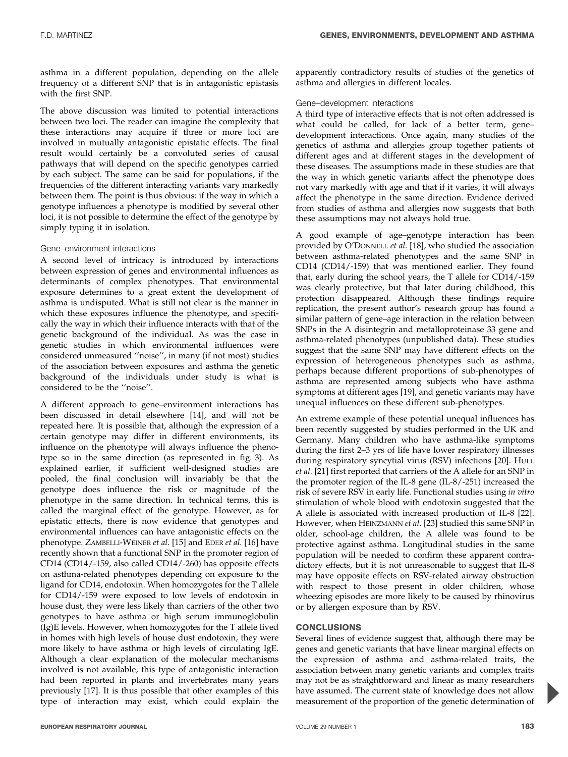asthma in a different population, depending on the allele frequency of a different SNP that is in antagonistic epistasis with the first SNP.

The above discussion was limited to potential interactions between two loci. The reader can imagine the complexity that these interactions may acquire if three or more loci are involved in mutually antagonistic epistatic effects. The final result would certainly be a convoluted series of causal pathways that will depend on the specific genotypes carried by each subject. The same can be said for populations, if the frequencies of the different interacting variants vary markedly between them. The point is thus obvious: if the way in which a genotype influences a phenotype is modified by several other loci, it is not possible to determine the effect of the genotype by simply typing it in isolation.

### Gene–environment interactions

A second level of intricacy is introduced by interactions between expression of genes and environmental influences as determinants of complex phenotypes. That environmental exposure determines to a great extent the development of asthma is undisputed. What is still not clear is the manner in which these exposures influence the phenotype, and specifically the way in which their influence interacts with that of the genetic background of the individual. As was the case in genetic studies in which environmental influences were considered unmeasured ''noise'', in many (if not most) studies of the association between exposures and asthma the genetic background of the individuals under study is what is considered to be the ''noise''.

A different approach to gene–environment interactions has been discussed in detail elsewhere [14], and will not be repeated here. It is possible that, although the expression of a certain genotype may differ in different environments, its influence on the phenotype will always influence the phenotype so in the same direction (as represented in fig. 3). As explained earlier, if sufficient well-designed studies are pooled, the final conclusion will invariably be that the genotype does influence the risk or magnitude of the phenotype in the same direction. In technical terms, this is called the marginal effect of the genotype. However, as for epistatic effects, there is now evidence that genotypes and environmental influences can have antagonistic effects on the phenotype. Zambelli-Weiner *et al.* [15] and Eder *et al.* [16] have recently shown that a functional SNP in the promoter region of CD14 (CD14/-159, also called CD14/-260) has opposite effects on asthma-related phenotypes depending on exposure to the ligand for CD14, endotoxin. When homozygotes for the T allele for CD14/-159 were exposed to low levels of endotoxin in house dust, they were less likely than carriers of the other two genotypes to have asthma or high serum immunoglobulin (Ig)E levels. However, when homozygotes for the T allele lived in homes with high levels of house dust endotoxin, they were more likely to have asthma or high levels of circulating IgE. Although a clear explanation of the molecular mechanisms involved is not available, this type of antagonistic interaction had been reported in plants and invertebrates many years previously [17]. It is thus possible that other examples of this type of interaction may exist, which could explain the apparently contradictory results of studies of the genetics of asthma and allergies in different locales.

### Gene–development interactions

A third type of interactive effects that is not often addressed is what could be called, for lack of a better term, gene–development interactions. Once again, many studies of the genetics of asthma and allergies group together patients of different ages and at different stages in the development of these diseases. The assumptions made in these studies are that the way in which genetic variants affect the phenotype does not vary markedly with age and that if it varies, it will always affect the phenotype in the same direction. Evidence derived from studies of asthma and allergies now suggests that both these assumptions may not always hold true.

A good example of age–genotype interaction has been provided by O'Donnell *et al.* [18], who studied the association between asthma-related phenotypes and the same SNP in CD14 (CD14/-159) that was mentioned earlier. They found that, early during the school years, the T allele for CD14/-159 was clearly protective, but that later during childhood, this protection disappeared. Although these findings require replication, the present author's research group has found a similar pattern of gene–age interaction in the relation between SNPs in the A disintegrin and metalloproteinase 33 gene and asthma-related phenotypes (unpublished data). These studies suggest that the same SNP may have different effects on the expression of heterogeneous phenotypes such as asthma, perhaps because different proportions of sub-phenotypes of asthma are represented among subjects who have asthma symptoms at different ages [19], and genetic variants may have unequal influences on these different sub-phenotypes.

An extreme example of these potential unequal influences has been recently suggested by studies performed in the UK and Germany. Many children who have asthma-like symptoms during the first 2–3 yrs of life have lower respiratory illnesses during respiratory syncytial virus (RSV) infections [20]. Hull *et al.* [21] first reported that carriers of the A allele for an SNP in the promoter region of the IL-8 gene (IL-8/-251) increased the risk of severe RSV in early life. Functional studies using *in vitro* stimulation of whole blood with endotoxin suggested that the A allele is associated with increased production of IL-8 [22]. However, when Heinzmann *et al.* [23] studied this same SNP in older, school-age children, the A allele was found to be protective against asthma. Longitudinal studies in the same population will be needed to confirm these apparent contradictory effects, but it is not unreasonable to suggest that IL-8 may have opposite effects on RSV-related airway obstruction with respect to those present in older children, whose wheezing episodes are more likely to be caused by rhinovirus or by allergen exposure than by RSV.

## CONCLUSIONS

Several lines of evidence suggest that, although there may be genes and genetic variants that have linear marginal effects on the expression of asthma and asthma-related traits, the association between many genetic variants and complex traits may not be as straightforward and linear as many researchers have assumed. The current state of knowledge does not allow measurement of the proportion of the genetic determination of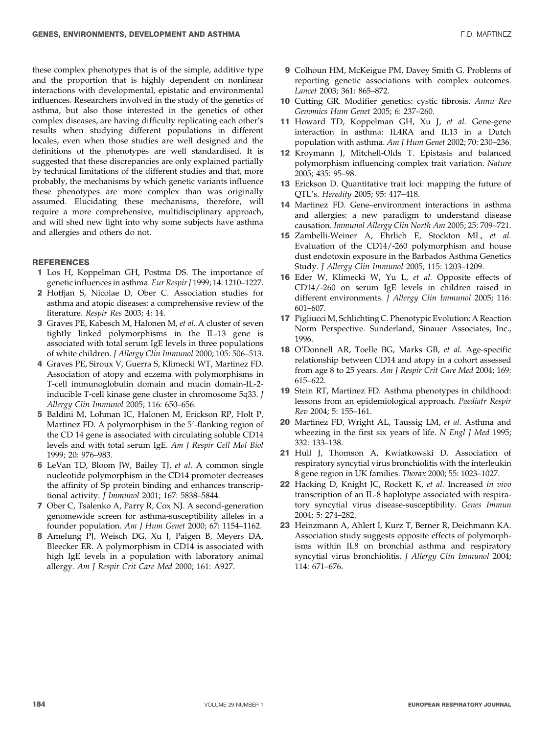these complex phenotypes that is of the simple, additive type and the proportion that is highly dependent on nonlinear interactions with developmental, epistatic and environmental influences. Researchers involved in the study of the genetics of asthma, but also those interested in the genetics of other complex diseases, are having difficulty replicating each other's results when studying different populations in different locales, even when those studies are well designed and the definitions of the phenotypes are well standardised. It is suggested that these discrepancies are only explained partially by technical limitations of the different studies and that, more probably, the mechanisms by which genetic variants influence these phenotypes are more complex than was originally assumed. Elucidating these mechanisms, therefore, will require a more comprehensive, multidisciplinary approach, and will shed new light into why some subjects have asthma and allergies and others do not.

## REFERENCES

1. Los H, Koppelman GH, Postma DS. The importance of genetic influences in asthma. *Eur Respir J* 1999; 14: 1210–1227.
2. Hoffjan S, Nicolae D, Ober C. Association studies for asthma and atopic diseases: a comprehensive review of the literature. *Respir Res* 2003; 4: 14.
3. Graves PE, Kabesch M, Halonen M, *et al.* A cluster of seven tightly linked polymorphisms in the IL-13 gene is associated with total serum IgE levels in three populations of white children. *J Allergy Clin Immunol* 2000; 105: 506–513.
4. Graves PE, Siroux V, Guerra S, Klimecki WT, Martinez FD. Association of atopy and eczema with polymorphisms in T-cell immunoglobulin domain and mucin domain-IL-2-inducible T-cell kinase gene cluster in chromosome 5q33. *J Allergy Clin Immunol* 2005; 116: 650–656.
5. Baldini M, Lohman IC, Halonen M, Erickson RP, Holt P, Martinez FD. A polymorphism in the 5′-flanking region of the CD 14 gene is associated with circulating soluble CD14 levels and with total serum IgE. *Am J Respir Cell Mol Biol* 1999; 20: 976–983.
6. LeVan TD, Bloom JW, Bailey TJ, *et al.* A common single nucleotide polymorphism in the CD14 promoter decreases the affinity of Sp protein binding and enhances transcriptional activity. *J Immunol* 2001; 167: 5838–5844.
7. Ober C, Tsalenko A, Parry R, Cox NJ. A second-generation genomewide screen for asthma-susceptibility alleles in a founder population. *Am J Hum Genet* 2000; 67: 1154–1162.
8. Amelung PJ, Weisch DG, Xu J, Paigen B, Meyers DA, Bleecker ER. A polymorphism in CD14 is associated with high IgE levels in a population with laboratory animal allergy. *Am J Respir Crit Care Med* 2000; 161: A927.
9. Colhoun HM, McKeigue PM, Davey Smith G. Problems of reporting genetic associations with complex outcomes. *Lancet* 2003; 361: 865–872.
10. Cutting GR. Modifier genetics: cystic fibrosis. *Annu Rev Genomics Hum Genet* 2005; 6: 237–260.
11. Howard TD, Koppelman GH, Xu J, *et al.* Gene-gene interaction in asthma: IL4RA and IL13 in a Dutch population with asthma. *Am J Hum Genet* 2002; 70: 230–236.
12. Kroymann J, Mitchell-Olds T. Epistasis and balanced polymorphism influencing complex trait variation. *Nature* 2005; 435: 95–98.
13. Erickson D. Quantitative trait loci: mapping the future of QTL's. *Heredity* 2005; 95: 417–418.
14. Martinez FD. Gene–environment interactions in asthma and allergies: a new paradigm to understand disease causation. *Immunol Allergy Clin North Am* 2005; 25: 709–721.
15. Zambelli-Weiner A, Ehrlich E, Stockton ML, *et al.* Evaluation of the CD14/-260 polymorphism and house dust endotoxin exposure in the Barbados Asthma Genetics Study. *J Allergy Clin Immunol* 2005; 115: 1203–1209.
16. Eder W, Klimecki W, Yu L, *et al.* Opposite effects of CD14/-260 on serum IgE levels in children raised in different environments. *J Allergy Clin Immunol* 2005; 116: 601–607.
17. Pigliucci M, Schlichting C. Phenotypic Evolution: A Reaction Norm Perspective. Sunderland, Sinauer Associates, Inc., 1996.
18. O'Donnell AR, Toelle BG, Marks GB, *et al.* Age-specific relationship between CD14 and atopy in a cohort assessed from age 8 to 25 years. *Am J Respir Crit Care Med* 2004; 169: 615–622.
19. Stein RT, Martinez FD. Asthma phenotypes in childhood: lessons from an epidemiological approach. *Paediatr Respir Rev* 2004; 5: 155–161.
20. Martinez FD, Wright AL, Taussig LM, *et al.* Asthma and wheezing in the first six years of life. *N Engl J Med* 1995; 332: 133–138.
21. Hull J, Thomson A, Kwiatkowski D. Association of respiratory syncytial virus bronchiolitis with the interleukin 8 gene region in UK families. *Thorax* 2000; 55: 1023–1027.
22. Hacking D, Knight JC, Rockett K, *et al.* Increased *in vivo* transcription of an IL-8 haplotype associated with respiratory syncytial virus disease-susceptibility. *Genes Immun* 2004; 5: 274–282.
23. Heinzmann A, Ahlert I, Kurz T, Berner R, Deichmann KA. Association study suggests opposite effects of polymorphisms within IL8 on bronchial asthma and respiratory syncytial virus bronchiolitis. *J Allergy Clin Immunol* 2004; 114: 671–676.